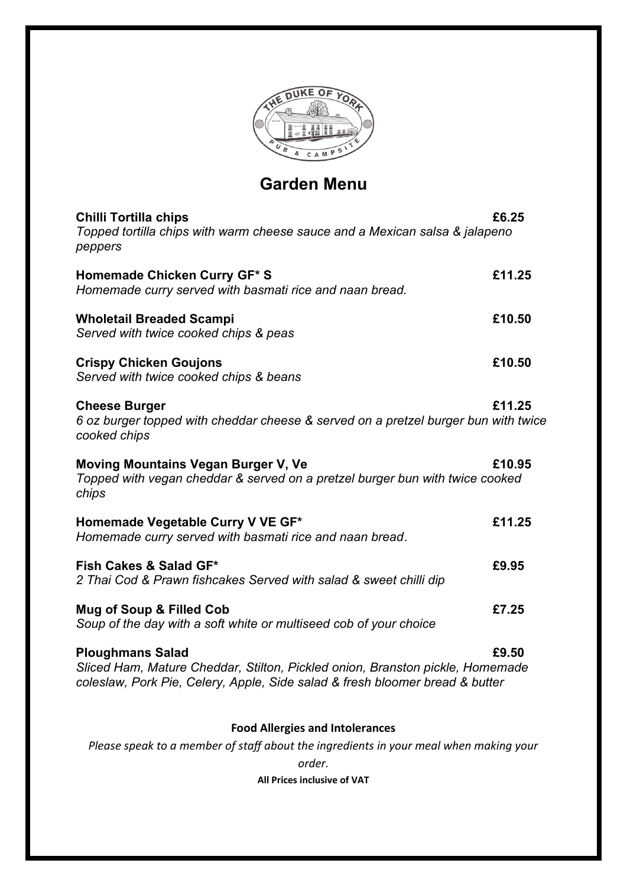# Garden Menu

**Chilli Tortilla chips** **£6.25**
*Topped tortilla chips with warm cheese sauce and a Mexican salsa & jalapeno peppers*

**Homemade Chicken Curry GF* S** **£11.25**
*Homemade curry served with basmati rice and naan bread.*

**Wholetail Breaded Scampi** **£10.50**
*Served with twice cooked chips & peas*

**Crispy Chicken Goujons** **£10.50**
*Served with twice cooked chips & beans*

**Cheese Burger** **£11.25**
*6 oz burger topped with cheddar cheese & served on a pretzel burger bun with twice cooked chips*

**Moving Mountains Vegan Burger V, Ve** **£10.95**
*Topped with vegan cheddar & served on a pretzel burger bun with twice cooked chips*

**Homemade Vegetable Curry V VE GF*** **£11.25**
*Homemade curry served with basmati rice and naan bread.*

**Fish Cakes & Salad GF*** **£9.95**
*2 Thai Cod & Prawn fishcakes Served with salad & sweet chilli dip*

**Mug of Soup & Filled Cob** **£7.25**
*Soup of the day with a soft white or multiseed cob of your choice*

**Ploughmans Salad** **£9.50**
*Sliced Ham, Mature Cheddar, Stilton, Pickled onion, Branston pickle, Homemade coleslaw, Pork Pie, Celery, Apple, Side salad & fresh bloomer bread & butter*

**Food Allergies and Intolerances**

*Please speak to a member of staff about the ingredients in your meal when making your order.*

**All Prices inclusive of VAT**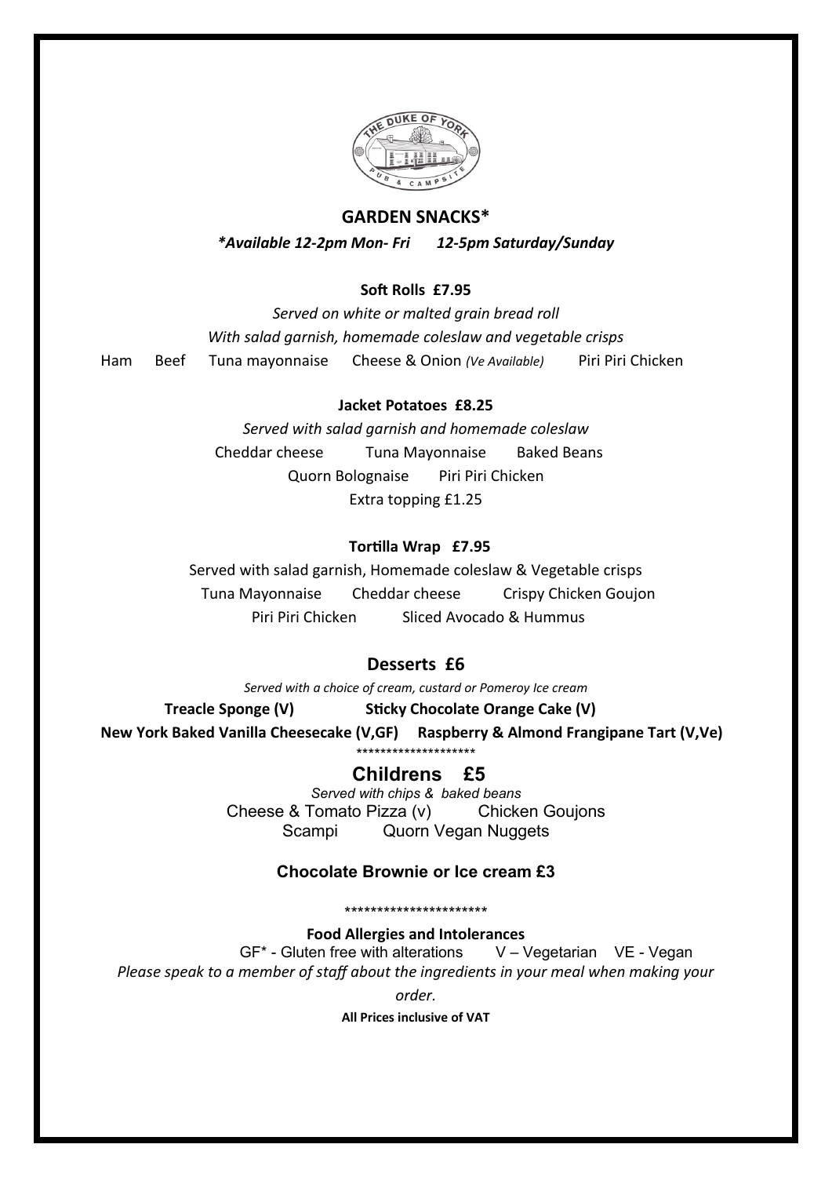## GARDEN SNACKS*

***Available 12-2pm Mon- Fri      12-5pm Saturday/Sunday***

### Soft Rolls £7.95

*Served on white or malted grain bread roll*

*With salad garnish, homemade coleslaw and vegetable crisps*

Ham      Beef      Tuna mayonnaise      Cheese & Onion *(Ve Available)*      Piri Piri Chicken

### Jacket Potatoes £8.25

*Served with salad garnish and homemade coleslaw*

Cheddar cheese      Tuna Mayonnaise      Baked Beans

Quorn Bolognaise      Piri Piri Chicken

Extra topping £1.25

### Tortilla Wrap £7.95

Served with salad garnish, Homemade coleslaw & Vegetable crisps

Tuna Mayonnaise      Cheddar cheese      Crispy Chicken Goujon

Piri Piri Chicken      Sliced Avocado & Hummus

## Desserts £6

*Served with a choice of cream, custard or Pomeroy Ice cream*

**Treacle Sponge (V)      Sticky Chocolate Orange Cake (V)**

**New York Baked Vanilla Cheesecake (V,GF)      Raspberry & Almond Frangipane Tart (V,Ve)**

********************

## Childrens £5

*Served with chips & baked beans*

Cheese & Tomato Pizza (v)      Chicken Goujons

Scampi      Quorn Vegan Nuggets

### Chocolate Brownie or Ice cream £3

**********************

**Food Allergies and Intolerances**

GF* - Gluten free with alterations      V – Vegetarian   VE - Vegan

*Please speak to a member of staff about the ingredients in your meal when making your order.*

**All Prices inclusive of VAT**